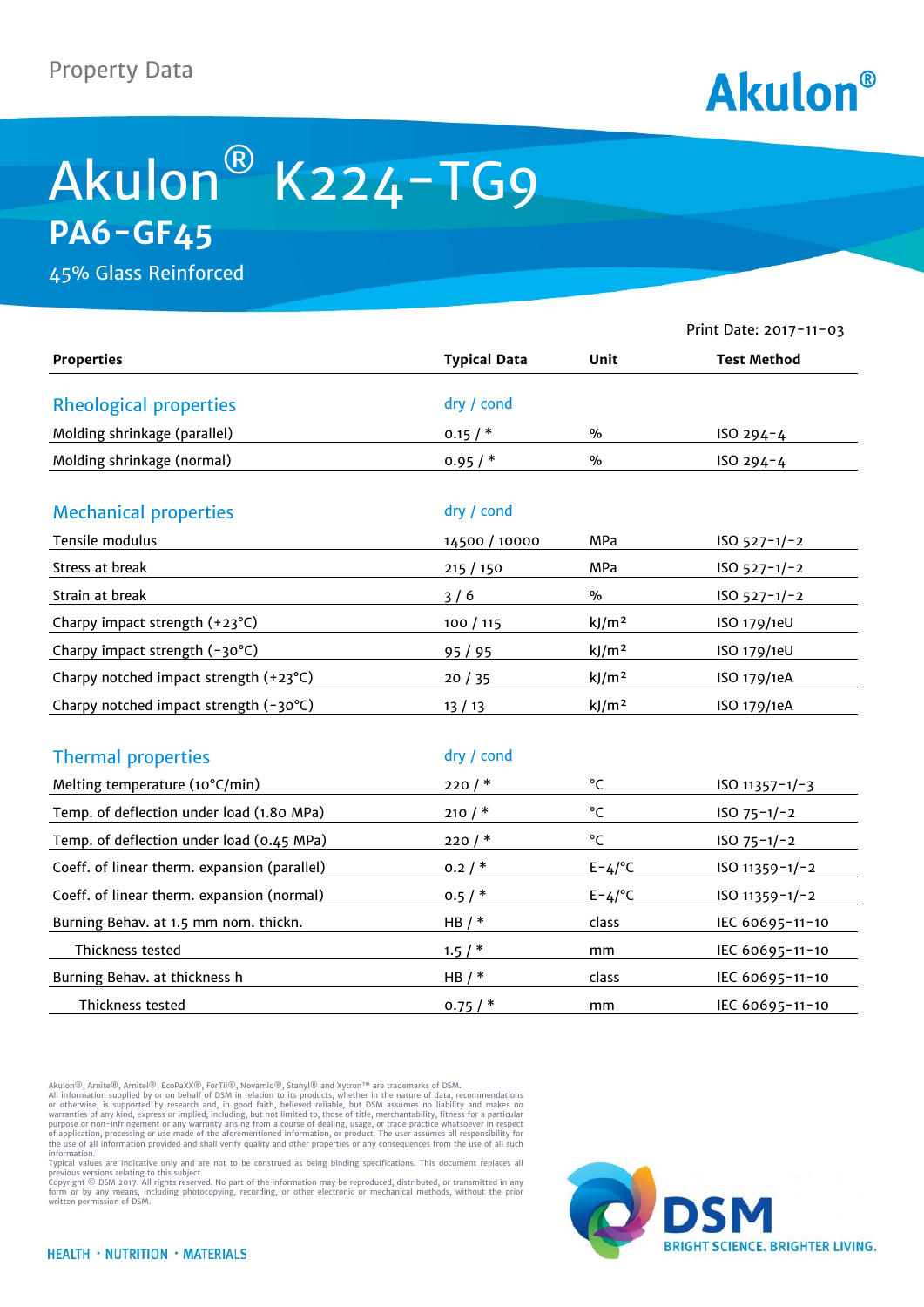Property Data

Akulon®

# Akulon® K224-TG9

## PA6-GF45

45% Glass Reinforced

Print Date: 2017-11-03

| Properties | Typical Data | Unit | Test Method |
|---|---|---|---|
| **Rheological properties** | dry / cond | | |
| Molding shrinkage (parallel) | 0.15 / * | % | ISO 294-4 |
| Molding shrinkage (normal) | 0.95 / * | % | ISO 294-4 |
| **Mechanical properties** | dry / cond | | |
| Tensile modulus | 14500 / 10000 | MPa | ISO 527-1/-2 |
| Stress at break | 215 / 150 | MPa | ISO 527-1/-2 |
| Strain at break | 3 / 6 | % | ISO 527-1/-2 |
| Charpy impact strength (+23°C) | 100 / 115 | kJ/m² | ISO 179/1eU |
| Charpy impact strength (-30°C) | 95 / 95 | kJ/m² | ISO 179/1eU |
| Charpy notched impact strength (+23°C) | 20 / 35 | kJ/m² | ISO 179/1eA |
| Charpy notched impact strength (-30°C) | 13 / 13 | kJ/m² | ISO 179/1eA |
| **Thermal properties** | dry / cond | | |
| Melting temperature (10°C/min) | 220 / * | °C | ISO 11357-1/-3 |
| Temp. of deflection under load (1.80 MPa) | 210 / * | °C | ISO 75-1/-2 |
| Temp. of deflection under load (0.45 MPa) | 220 / * | °C | ISO 75-1/-2 |
| Coeff. of linear therm. expansion (parallel) | 0.2 / * | E-4/°C | ISO 11359-1/-2 |
| Coeff. of linear therm. expansion (normal) | 0.5 / * | E-4/°C | ISO 11359-1/-2 |
| Burning Behav. at 1.5 mm nom. thickn. | HB / * | class | IEC 60695-11-10 |
| Thickness tested | 1.5 / * | mm | IEC 60695-11-10 |
| Burning Behav. at thickness h | HB / * | class | IEC 60695-11-10 |
| Thickness tested | 0.75 / * | mm | IEC 60695-11-10 |

Akulon®, Arnite®, Arnitel®, EcoPaXX®, ForTii®, Novamid®, Stanyl® and Xytron™ are trademarks of DSM.
All information supplied by or on behalf of DSM in relation to its products, whether in the nature of data, recommendations or otherwise, is supported by research and, in good faith, believed reliable, but DSM assumes no liability and makes no warranties of any kind, express or implied, including, but not limited to, those of title, merchantability, fitness for a particular purpose or non-infringement or any warranty arising from a course of dealing, usage, or trade practice whatsoever in respect of application, processing or use made of the aforementioned information, or product. The user assumes all responsibility for the use of all information provided and shall verify quality and other properties or any consequences from the use of all such information.
Typical values are indicative only and are not to be construed as being binding specifications. This document replaces all previous versions relating to this subject.
Copyright © DSM 2017. All rights reserved. No part of the information may be reproduced, distributed, or transmitted in any form or by any means, including photocopying, recording, or other electronic or mechanical methods, without the prior written permission of DSM.

HEALTH · NUTRITION · MATERIALS

DSM BRIGHT SCIENCE. BRIGHTER LIVING.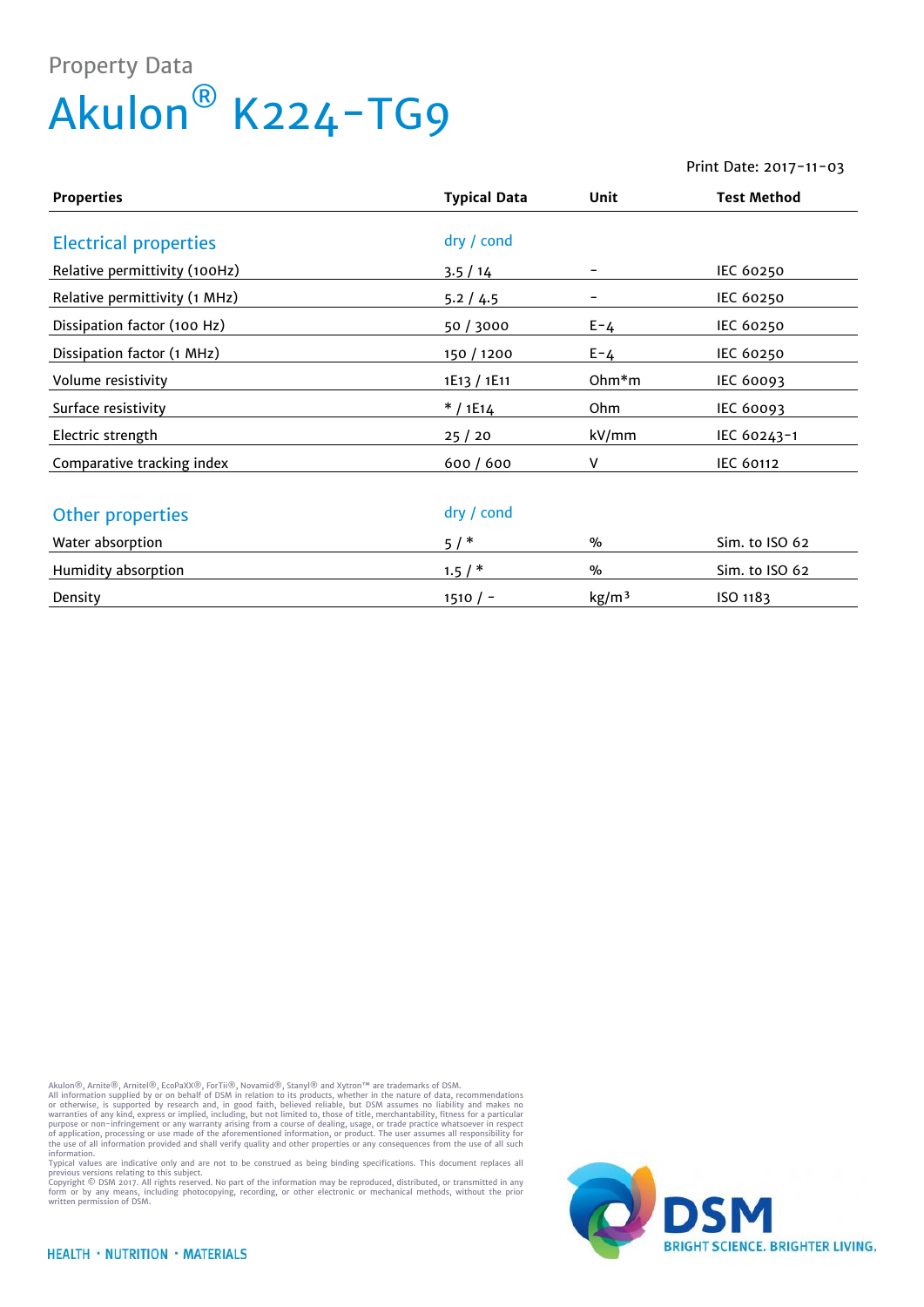Property Data

# Akulon® K224-TG9

Print Date: 2017-11-03

| Properties | Typical Data | Unit | Test Method |
|---|---|---|---|
| **Electrical properties** | dry / cond | | |
| Relative permittivity (100Hz) | 3.5 / 14 | - | IEC 60250 |
| Relative permittivity (1 MHz) | 5.2 / 4.5 | - | IEC 60250 |
| Dissipation factor (100 Hz) | 50 / 3000 | E-4 | IEC 60250 |
| Dissipation factor (1 MHz) | 150 / 1200 | E-4 | IEC 60250 |
| Volume resistivity | 1E13 / 1E11 | Ohm*m | IEC 60093 |
| Surface resistivity | * / 1E14 | Ohm | IEC 60093 |
| Electric strength | 25 / 20 | kV/mm | IEC 60243-1 |
| Comparative tracking index | 600 / 600 | V | IEC 60112 |
| **Other properties** | dry / cond | | |
| Water absorption | 5 / * | % | Sim. to ISO 62 |
| Humidity absorption | 1.5 / * | % | Sim. to ISO 62 |
| Density | 1510 / - | kg/m³ | ISO 1183 |

Akulon®, Arnite®, Arnitel®, EcoPaXX®, ForTii®, Novamid®, Stanyl® and Xytron™ are trademarks of DSM.
All information supplied by or on behalf of DSM in relation to its products, whether in the nature of data, recommendations or otherwise, is supported by research and, in good faith, believed reliable, but DSM assumes no liability and makes no warranties of any kind, express or implied, including, but not limited to, those of title, merchantability, fitness for a particular purpose or non-infringement or any warranty arising from a course of dealing, usage, or trade practice whatsoever in respect of application, processing or use made of the aforementioned information, or product. The user assumes all responsibility for the use of all information provided and shall verify quality and other properties or any consequences from the use of all such information.
Typical values are indicative only and are not to be construed as being binding specifications. This document replaces all previous versions relating to this subject.
Copyright © DSM 2017. All rights reserved. No part of the information may be reproduced, distributed, or transmitted in any form or by any means, including photocopying, recording, or other electronic or mechanical methods, without the prior written permission of DSM.

HEALTH · NUTRITION · MATERIALS

DSM BRIGHT SCIENCE. BRIGHTER LIVING.